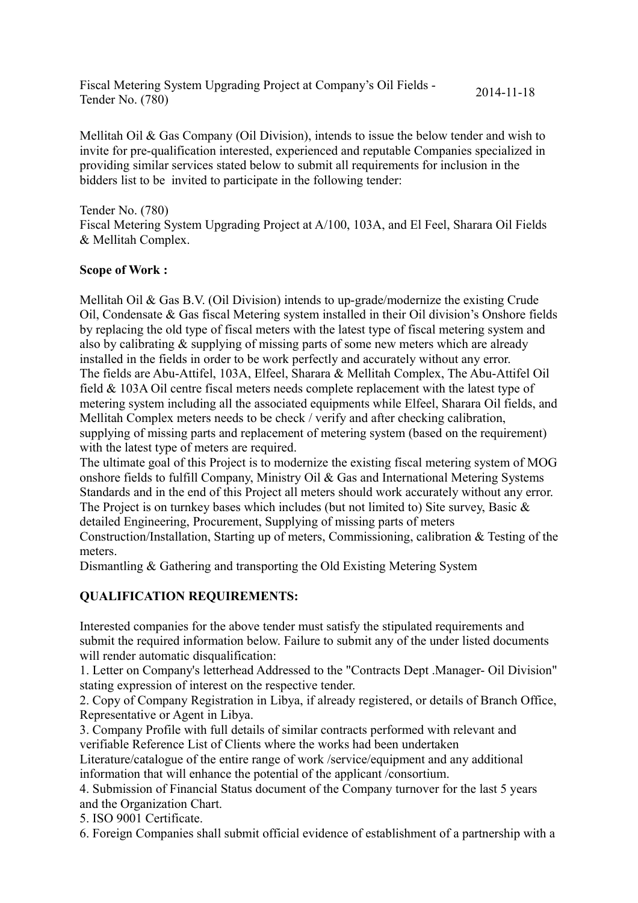Fiscal Metering System Upgrading Project at Company's Oil Fields - Tender No. (780) 2014-11-18

Mellitah Oil & Gas Company (Oil Division), intends to issue the below tender and wish to invite for pre-qualification interested, experienced and reputable Companies specialized in providing similar services stated below to submit all requirements for inclusion in the bidders list to be invited to participate in the following tender:

Tender No. (780)
Fiscal Metering System Upgrading Project at A/100, 103A, and El Feel, Sharara Oil Fields & Mellitah Complex.

**Scope of Work :**

Mellitah Oil & Gas B.V. (Oil Division) intends to up-grade/modernize the existing Crude Oil, Condensate & Gas fiscal Metering system installed in their Oil division's Onshore fields by replacing the old type of fiscal meters with the latest type of fiscal metering system and also by calibrating & supplying of missing parts of some new meters which are already installed in the fields in order to be work perfectly and accurately without any error.
The fields are Abu-Attifel, 103A, Elfeel, Sharara & Mellitah Complex, The Abu-Attifel Oil field & 103A Oil centre fiscal meters needs complete replacement with the latest type of metering system including all the associated equipments while Elfeel, Sharara Oil fields, and Mellitah Complex meters needs to be check / verify and after checking calibration, supplying of missing parts and replacement of metering system (based on the requirement) with the latest type of meters are required.
The ultimate goal of this Project is to modernize the existing fiscal metering system of MOG onshore fields to fulfill Company, Ministry Oil & Gas and International Metering Systems Standards and in the end of this Project all meters should work accurately without any error.
The Project is on turnkey bases which includes (but not limited to) Site survey, Basic & detailed Engineering, Procurement, Supplying of missing parts of meters Construction/Installation, Starting up of meters, Commissioning, calibration & Testing of the meters.
Dismantling & Gathering and transporting the Old Existing Metering System

**QUALIFICATION REQUIREMENTS:**

Interested companies for the above tender must satisfy the stipulated requirements and submit the required information below. Failure to submit any of the under listed documents will render automatic disqualification:

1. Letter on Company's letterhead Addressed to the "Contracts Dept .Manager- Oil Division" stating expression of interest on the respective tender.
2. Copy of Company Registration in Libya, if already registered, or details of Branch Office, Representative or Agent in Libya.
3. Company Profile with full details of similar contracts performed with relevant and verifiable Reference List of Clients where the works had been undertaken Literature/catalogue of the entire range of work /service/equipment and any additional information that will enhance the potential of the applicant /consortium.
4. Submission of Financial Status document of the Company turnover for the last 5 years and the Organization Chart.
5. ISO 9001 Certificate.
6. Foreign Companies shall submit official evidence of establishment of a partnership with a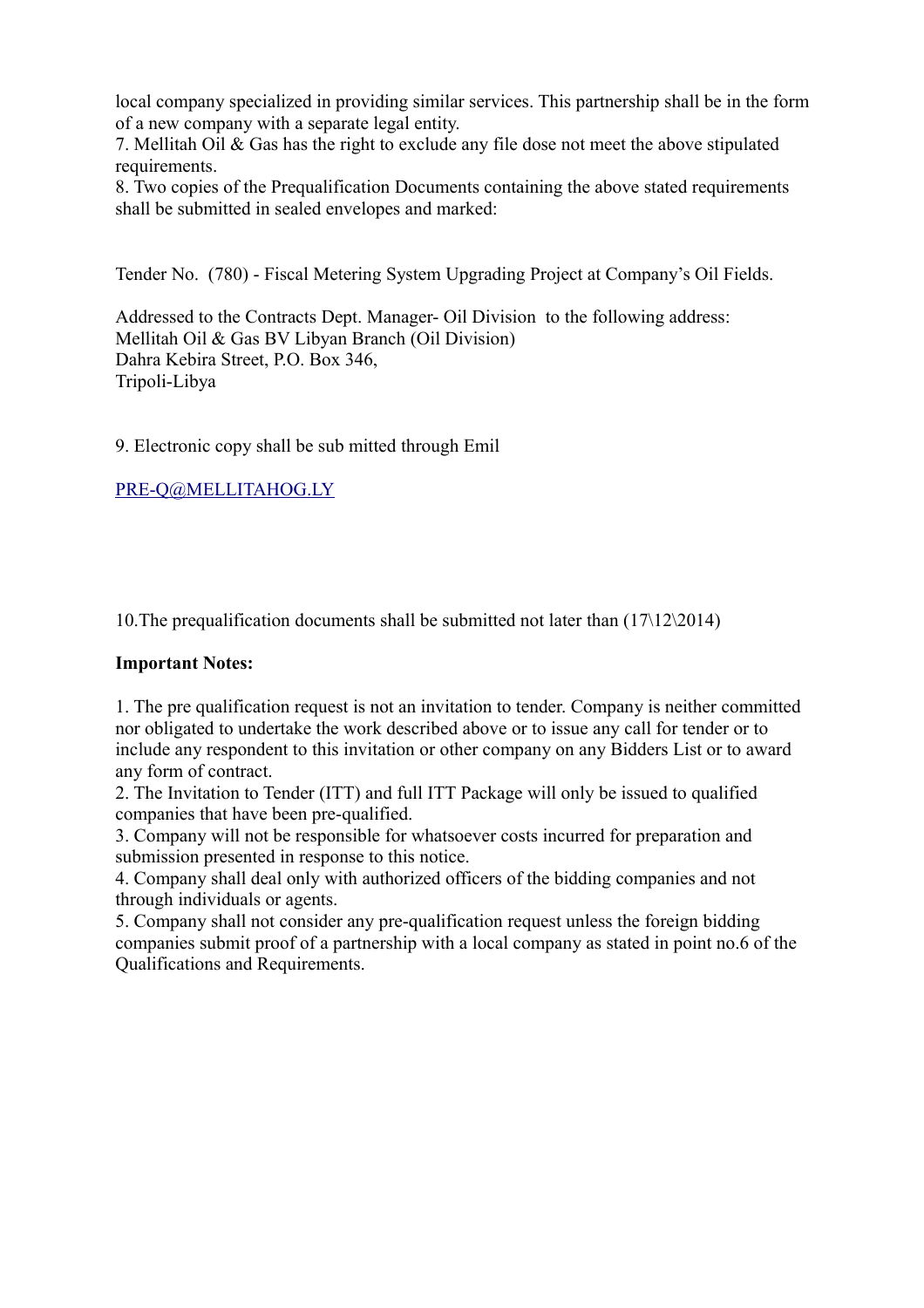local company specialized in providing similar services. This partnership shall be in the form of a new company with a separate legal entity.

7. Mellitah Oil & Gas has the right to exclude any file dose not meet the above stipulated requirements.

8. Two copies of the Prequalification Documents containing the above stated requirements shall be submitted in sealed envelopes and marked:

Tender No. (780) - Fiscal Metering System Upgrading Project at Company's Oil Fields.

Addressed to the Contracts Dept. Manager- Oil Division to the following address:
Mellitah Oil & Gas BV Libyan Branch (Oil Division)
Dahra Kebira Street, P.O. Box 346,
Tripoli-Libya

9. Electronic copy shall be sub mitted through Emil

PRE-Q@MELLITAHOG.LY

10.The prequalification documents shall be submitted not later than (17\12\2014)

**Important Notes:**

1. The pre qualification request is not an invitation to tender. Company is neither committed nor obligated to undertake the work described above or to issue any call for tender or to include any respondent to this invitation or other company on any Bidders List or to award any form of contract.
2. The Invitation to Tender (ITT) and full ITT Package will only be issued to qualified companies that have been pre-qualified.
3. Company will not be responsible for whatsoever costs incurred for preparation and submission presented in response to this notice.
4. Company shall deal only with authorized officers of the bidding companies and not through individuals or agents.
5. Company shall not consider any pre-qualification request unless the foreign bidding companies submit proof of a partnership with a local company as stated in point no.6 of the Qualifications and Requirements.